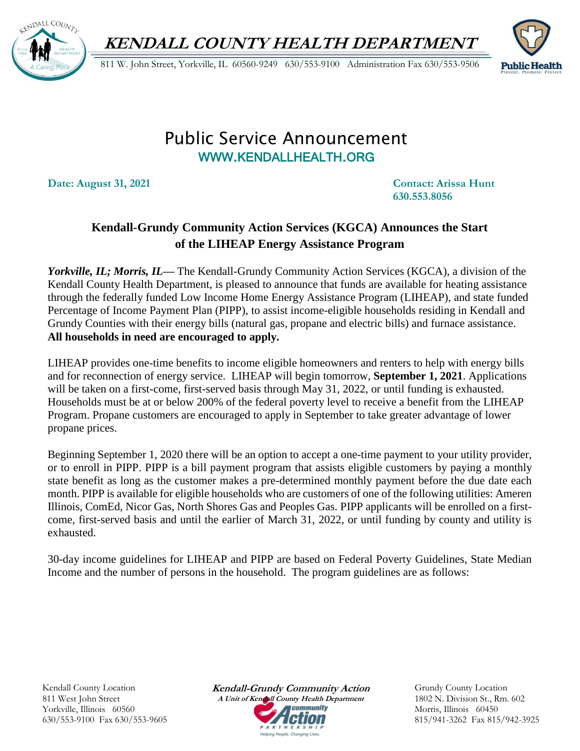# KENDALL COUNTY HEALTH DEPARTMENT

811 W. John Street, Yorkville, IL 60560-9249 630/553-9100 Administration Fax 630/553-9506

## Public Service Announcement

WWW.KENDALLHEALTH.ORG

**Date: August 31, 2021**

**Contact: Arissa Hunt**
**630.553.8056**

### Kendall-Grundy Community Action Services (KGCA) Announces the Start of the LIHEAP Energy Assistance Program

***Yorkville, IL; Morris, IL***— The Kendall-Grundy Community Action Services (KGCA), a division of the Kendall County Health Department, is pleased to announce that funds are available for heating assistance through the federally funded Low Income Home Energy Assistance Program (LIHEAP), and state funded Percentage of Income Payment Plan (PIPP), to assist income-eligible households residing in Kendall and Grundy Counties with their energy bills (natural gas, propane and electric bills) and furnace assistance. **All households in need are encouraged to apply.**

LIHEAP provides one-time benefits to income eligible homeowners and renters to help with energy bills and for reconnection of energy service. LIHEAP will begin tomorrow, **September 1, 2021**. Applications will be taken on a first-come, first-served basis through May 31, 2022, or until funding is exhausted. Households must be at or below 200% of the federal poverty level to receive a benefit from the LIHEAP Program. Propane customers are encouraged to apply in September to take greater advantage of lower propane prices.

Beginning September 1, 2020 there will be an option to accept a one-time payment to your utility provider, or to enroll in PIPP. PIPP is a bill payment program that assists eligible customers by paying a monthly state benefit as long as the customer makes a pre-determined monthly payment before the due date each month. PIPP is available for eligible households who are customers of one of the following utilities: Ameren Illinois, ComEd, Nicor Gas, North Shores Gas and Peoples Gas. PIPP applicants will be enrolled on a first-come, first-served basis and until the earlier of March 31, 2022, or until funding by county and utility is exhausted.

30-day income guidelines for LIHEAP and PIPP are based on Federal Poverty Guidelines, State Median Income and the number of persons in the household. The program guidelines are as follows:

Kendall County Location
811 West John Street
Yorkville, Illinois 60560
630/553-9100 Fax 630/553-9605

**Kendall-Grundy Community Action**
***A Unit of Kendall County Health Department***

Grundy County Location
1802 N. Division St., Rm. 602
Morris, Illinois 60450
815/941-3262 Fax 815/942-3925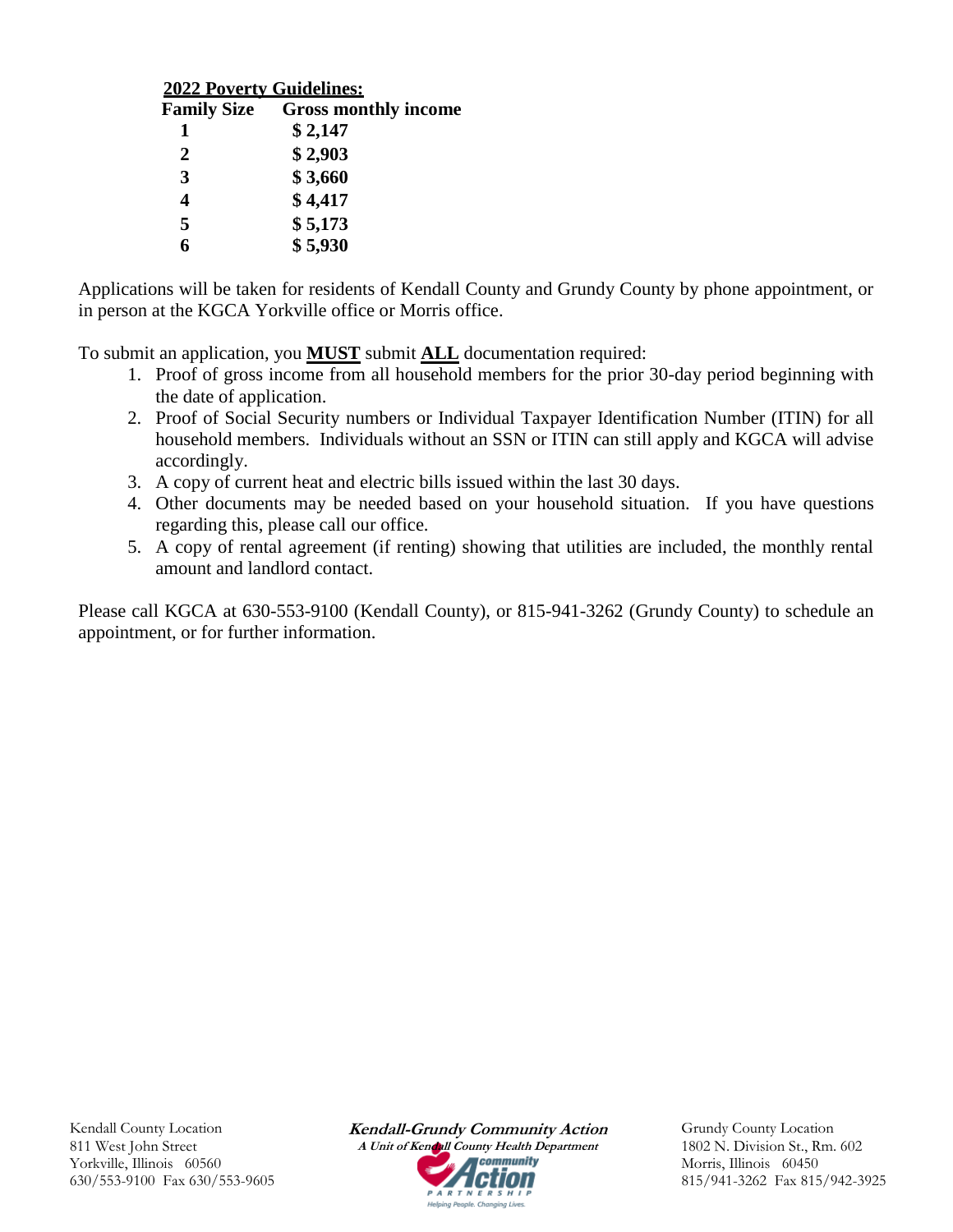**2022 Poverty Guidelines:**

| Family Size | Gross monthly income |
|---|---|
| 1 | $ 2,147 |
| 2 | $ 2,903 |
| 3 | $ 3,660 |
| 4 | $ 4,417 |
| 5 | $ 5,173 |
| 6 | $ 5,930 |

Applications will be taken for residents of Kendall County and Grundy County by phone appointment, or in person at the KGCA Yorkville office or Morris office.

To submit an application, you **MUST** submit **ALL** documentation required:

1. Proof of gross income from all household members for the prior 30-day period beginning with the date of application.
2. Proof of Social Security numbers or Individual Taxpayer Identification Number (ITIN) for all household members. Individuals without an SSN or ITIN can still apply and KGCA will advise accordingly.
3. A copy of current heat and electric bills issued within the last 30 days.
4. Other documents may be needed based on your household situation. If you have questions regarding this, please call our office.
5. A copy of rental agreement (if renting) showing that utilities are included, the monthly rental amount and landlord contact.

Please call KGCA at 630-553-9100 (Kendall County), or 815-941-3262 (Grundy County) to schedule an appointment, or for further information.